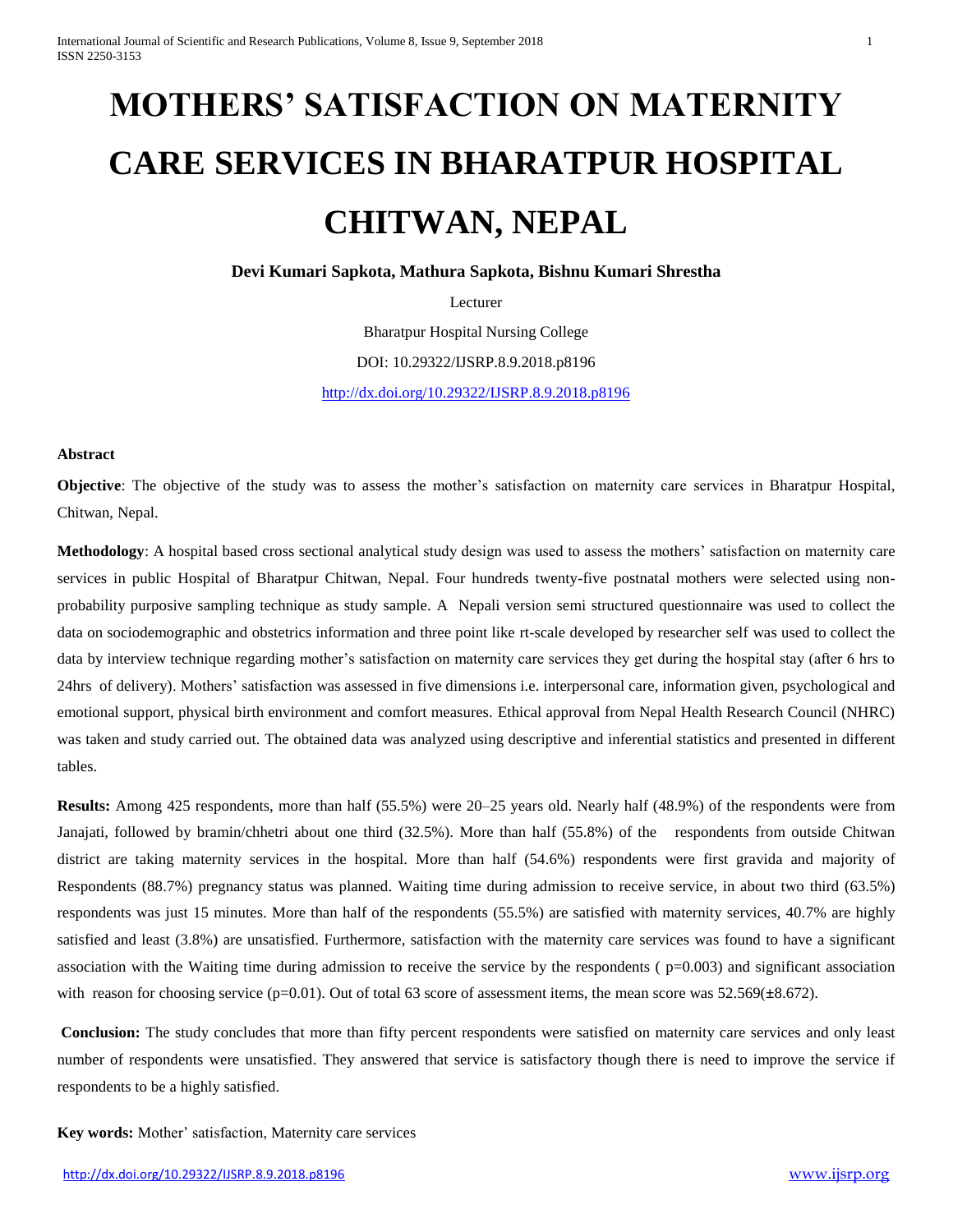# MOTHERS' SATISFACTION ON MATERNITY CARE SERVICES IN BHARATPUR HOSPITAL CHITWAN, NEPAL

**Devi Kumari Sapkota, Mathura Sapkota, Bishnu Kumari Shrestha**

Lecturer

Bharatpur Hospital Nursing College

DOI: 10.29322/IJSRP.8.9.2018.p8196

http://dx.doi.org/10.29322/IJSRP.8.9.2018.p8196

**Abstract**

**Objective**: The objective of the study was to assess the mother's satisfaction on maternity care services in Bharatpur Hospital, Chitwan, Nepal.

**Methodology**: A hospital based cross sectional analytical study design was used to assess the mothers' satisfaction on maternity care services in public Hospital of Bharatpur Chitwan, Nepal. Four hundreds twenty-five postnatal mothers were selected using non-probability purposive sampling technique as study sample. A Nepali version semi structured questionnaire was used to collect the data on sociodemographic and obstetrics information and three point like rt-scale developed by researcher self was used to collect the data by interview technique regarding mother's satisfaction on maternity care services they get during the hospital stay (after 6 hrs to 24hrs of delivery). Mothers' satisfaction was assessed in five dimensions i.e. interpersonal care, information given, psychological and emotional support, physical birth environment and comfort measures. Ethical approval from Nepal Health Research Council (NHRC) was taken and study carried out. The obtained data was analyzed using descriptive and inferential statistics and presented in different tables.

**Results:** Among 425 respondents, more than half (55.5%) were 20–25 years old. Nearly half (48.9%) of the respondents were from Janajati, followed by bramin/chhetri about one third (32.5%). More than half (55.8%) of the respondents from outside Chitwan district are taking maternity services in the hospital. More than half (54.6%) respondents were first gravida and majority of Respondents (88.7%) pregnancy status was planned. Waiting time during admission to receive service, in about two third (63.5%) respondents was just 15 minutes. More than half of the respondents (55.5%) are satisfied with maternity services, 40.7% are highly satisfied and least (3.8%) are unsatisfied. Furthermore, satisfaction with the maternity care services was found to have a significant association with the Waiting time during admission to receive the service by the respondents ( $p=0.003$) and significant association with reason for choosing service ($p=0.01$). Out of total 63 score of assessment items, the mean score was 52.569($\pm$8.672).

**Conclusion:** The study concludes that more than fifty percent respondents were satisfied on maternity care services and only least number of respondents were unsatisfied. They answered that service is satisfactory though there is need to improve the service if respondents to be a highly satisfied.

**Key words:** Mother' satisfaction, Maternity care services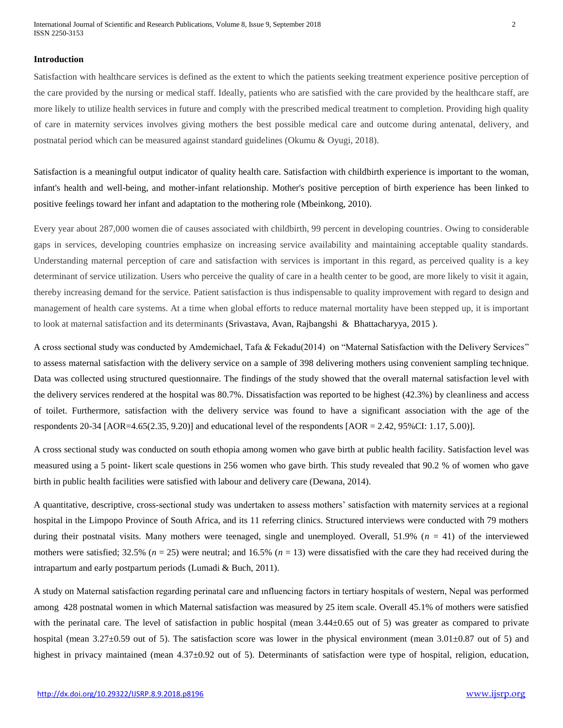**Introduction**

Satisfaction with healthcare services is defined as the extent to which the patients seeking treatment experience positive perception of the care provided by the nursing or medical staff. Ideally, patients who are satisfied with the care provided by the healthcare staff, are more likely to utilize health services in future and comply with the prescribed medical treatment to completion. Providing high quality of care in maternity services involves giving mothers the best possible medical care and outcome during antenatal, delivery, and postnatal period which can be measured against standard guidelines (Okumu & Oyugi, 2018).

Satisfaction is a meaningful output indicator of quality health care. Satisfaction with childbirth experience is important to the woman, infant's health and well-being, and mother-infant relationship. Mother's positive perception of birth experience has been linked to positive feelings toward her infant and adaptation to the mothering role (Mbeinkong, 2010).

Every year about 287,000 women die of causes associated with childbirth, 99 percent in developing countries. Owing to considerable gaps in services, developing countries emphasize on increasing service availability and maintaining acceptable quality standards. Understanding maternal perception of care and satisfaction with services is important in this regard, as perceived quality is a key determinant of service utilization. Users who perceive the quality of care in a health center to be good, are more likely to visit it again, thereby increasing demand for the service. Patient satisfaction is thus indispensable to quality improvement with regard to design and management of health care systems. At a time when global efforts to reduce maternal mortality have been stepped up, it is important to look at maternal satisfaction and its determinants (Srivastava, Avan, Rajbangshi & Bhattacharyya, 2015 ).

A cross sectional study was conducted by Amdemichael, Tafa & Fekadu(2014) on "Maternal Satisfaction with the Delivery Services" to assess maternal satisfaction with the delivery service on a sample of 398 delivering mothers using convenient sampling technique. Data was collected using structured questionnaire. The findings of the study showed that the overall maternal satisfaction level with the delivery services rendered at the hospital was 80.7%. Dissatisfaction was reported to be highest (42.3%) by cleanliness and access of toilet. Furthermore, satisfaction with the delivery service was found to have a significant association with the age of the respondents 20-34 [AOR=4.65(2.35, 9.20)] and educational level of the respondents [AOR = 2.42, 95%CI: 1.17, 5.00)].

A cross sectional study was conducted on south ethopia among women who gave birth at public health facility. Satisfaction level was measured using a 5 point- likert scale questions in 256 women who gave birth. This study revealed that 90.2 % of women who gave birth in public health facilities were satisfied with labour and delivery care (Dewana, 2014).

A quantitative, descriptive, cross-sectional study was undertaken to assess mothers' satisfaction with maternity services at a regional hospital in the Limpopo Province of South Africa, and its 11 referring clinics. Structured interviews were conducted with 79 mothers during their postnatal visits. Many mothers were teenaged, single and unemployed. Overall, 51.9% ($n$ = 41) of the interviewed mothers were satisfied; 32.5% ($n$ = 25) were neutral; and 16.5% ($n$ = 13) were dissatisfied with the care they had received during the intrapartum and early postpartum periods (Lumadi & Buch, 2011).

A study on Maternal satisfaction regarding perinatal care and ınfluencing factors in tertiary hospitals of western, Nepal was performed among 428 postnatal women in which Maternal satisfaction was measured by 25 item scale. Overall 45.1% of mothers were satisfied with the perinatal care. The level of satisfaction in public hospital (mean 3.44±0.65 out of 5) was greater as compared to private hospital (mean 3.27±0.59 out of 5). The satisfaction score was lower in the physical environment (mean 3.01±0.87 out of 5) and highest in privacy maintained (mean 4.37±0.92 out of 5). Determinants of satisfaction were type of hospital, religion, education,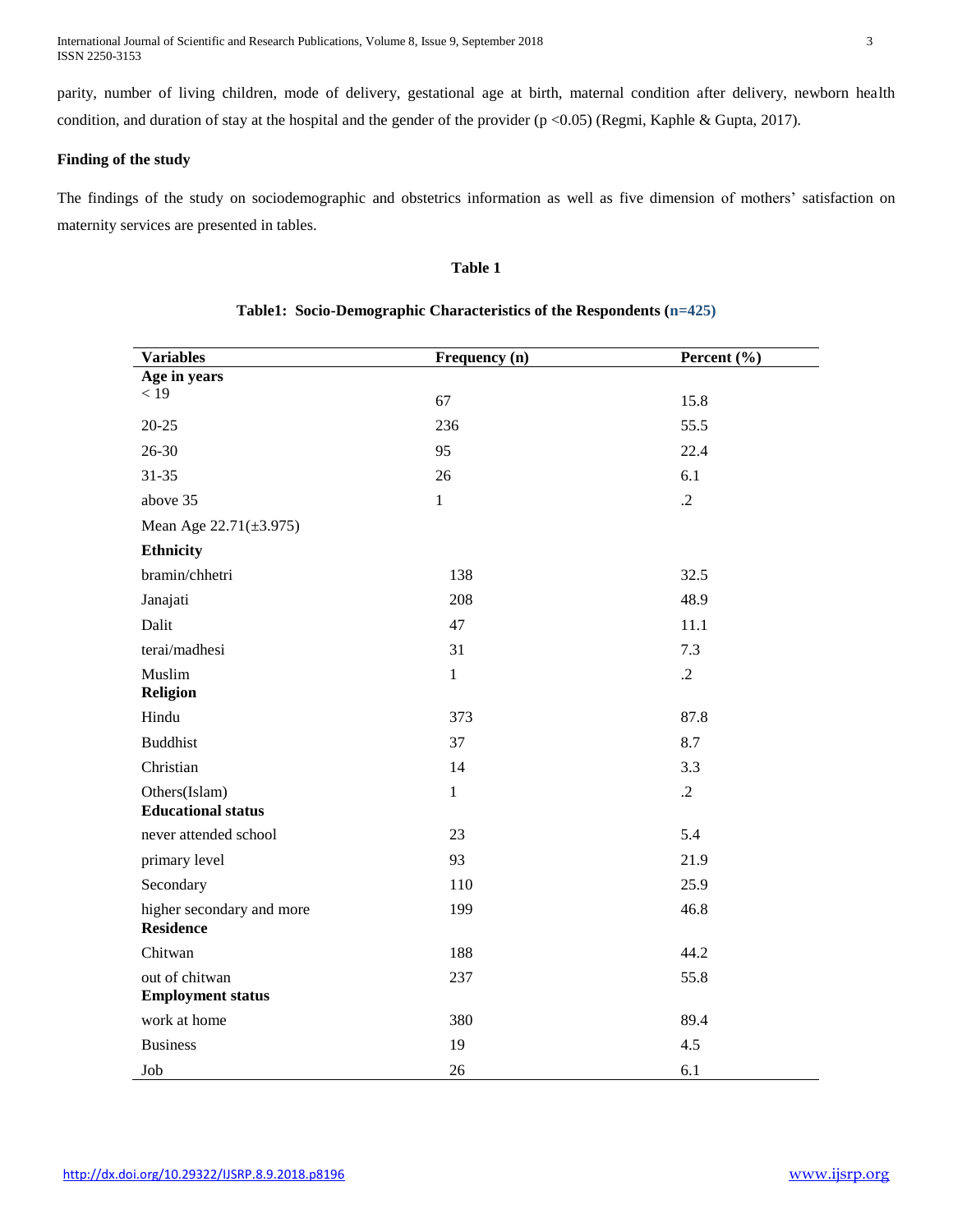parity, number of living children, mode of delivery, gestational age at birth, maternal condition after delivery, newborn health condition, and duration of stay at the hospital and the gender of the provider ($p < 0.05$) (Regmi, Kaphle & Gupta, 2017).

**Finding of the study**

The findings of the study on sociodemographic and obstetrics information as well as five dimension of mothers' satisfaction on maternity services are presented in tables.

**Table 1**

**Table1: Socio-Demographic Characteristics of the Respondents (n=425)**

| Variables | Frequency (n) | Percent (%) |
|---|---|---|
| **Age in years** | | |
| < 19 | 67 | 15.8 |
| 20-25 | 236 | 55.5 |
| 26-30 | 95 | 22.4 |
| 31-35 | 26 | 6.1 |
| above 35 | 1 | .2 |
| Mean Age 22.71(±3.975) | | |
| **Ethnicity** | | |
| bramin/chhetri | 138 | 32.5 |
| Janajati | 208 | 48.9 |
| Dalit | 47 | 11.1 |
| terai/madhesi | 31 | 7.3 |
| Muslim | 1 | .2 |
| **Religion** | | |
| Hindu | 373 | 87.8 |
| Buddhist | 37 | 8.7 |
| Christian | 14 | 3.3 |
| Others(Islam) | 1 | .2 |
| **Educational status** | | |
| never attended school | 23 | 5.4 |
| primary level | 93 | 21.9 |
| Secondary | 110 | 25.9 |
| higher secondary and more | 199 | 46.8 |
| **Residence** | | |
| Chitwan | 188 | 44.2 |
| out of chitwan | 237 | 55.8 |
| **Employment status** | | |
| work at home | 380 | 89.4 |
| Business | 19 | 4.5 |
| Job | 26 | 6.1 |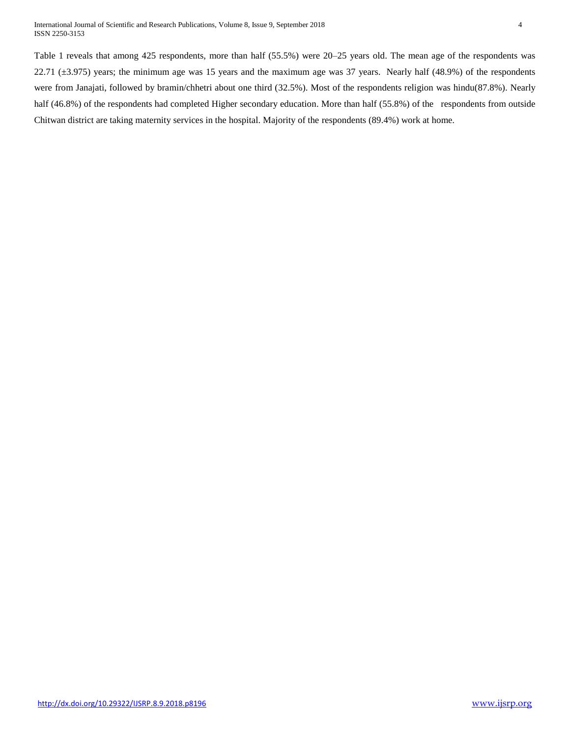Table 1 reveals that among 425 respondents, more than half (55.5%) were 20–25 years old. The mean age of the respondents was 22.71 (±3.975) years; the minimum age was 15 years and the maximum age was 37 years. Nearly half (48.9%) of the respondents were from Janajati, followed by bramin/chhetri about one third (32.5%). Most of the respondents religion was hindu(87.8%). Nearly half (46.8%) of the respondents had completed Higher secondary education. More than half (55.8%) of the respondents from outside Chitwan district are taking maternity services in the hospital. Majority of the respondents (89.4%) work at home.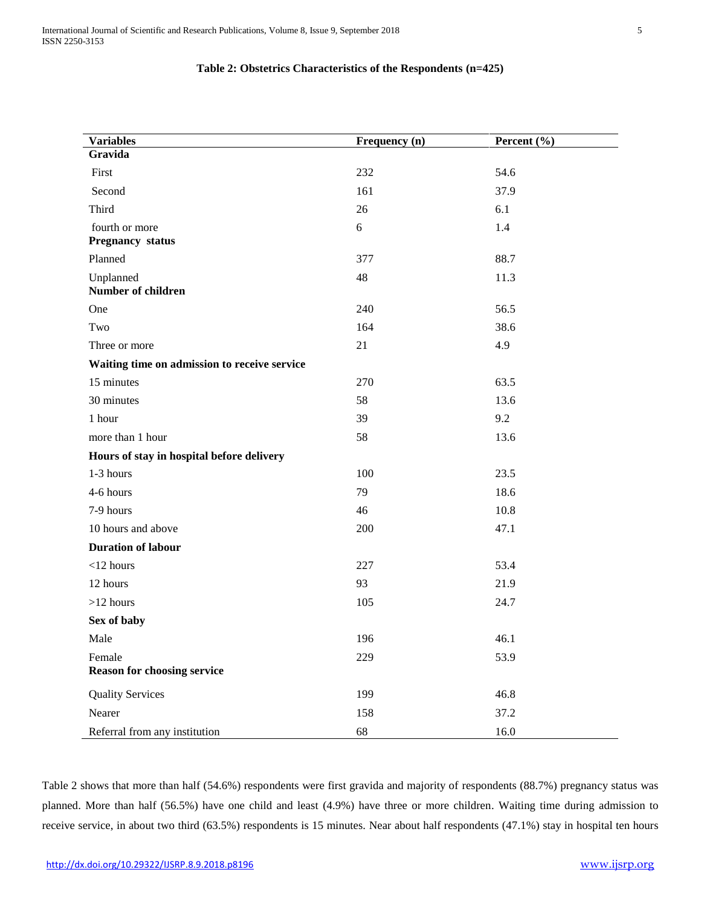**Table 2: Obstetrics Characteristics of the Respondents (n=425)**

| Variables | Frequency (n) | Percent (%) |
|---|---|---|
| **Gravida** | | |
| First | 232 | 54.6 |
| Second | 161 | 37.9 |
| Third | 26 | 6.1 |
| fourth or more | 6 | 1.4 |
| **Pregnancy status** | | |
| Planned | 377 | 88.7 |
| Unplanned | 48 | 11.3 |
| **Number of children** | | |
| One | 240 | 56.5 |
| Two | 164 | 38.6 |
| Three or more | 21 | 4.9 |
| **Waiting time on admission to receive service** | | |
| 15 minutes | 270 | 63.5 |
| 30 minutes | 58 | 13.6 |
| 1 hour | 39 | 9.2 |
| more than 1 hour | 58 | 13.6 |
| **Hours of stay in hospital before delivery** | | |
| 1-3 hours | 100 | 23.5 |
| 4-6 hours | 79 | 18.6 |
| 7-9 hours | 46 | 10.8 |
| 10 hours and above | 200 | 47.1 |
| **Duration of labour** | | |
| <12 hours | 227 | 53.4 |
| 12 hours | 93 | 21.9 |
| >12 hours | 105 | 24.7 |
| **Sex of baby** | | |
| Male | 196 | 46.1 |
| Female | 229 | 53.9 |
| **Reason for choosing service** | | |
| Quality Services | 199 | 46.8 |
| Nearer | 158 | 37.2 |
| Referral from any institution | 68 | 16.0 |

Table 2 shows that more than half (54.6%) respondents were first gravida and majority of respondents (88.7%) pregnancy status was planned. More than half (56.5%) have one child and least (4.9%) have three or more children. Waiting time during admission to receive service, in about two third (63.5%) respondents is 15 minutes. Near about half respondents (47.1%) stay in hospital ten hours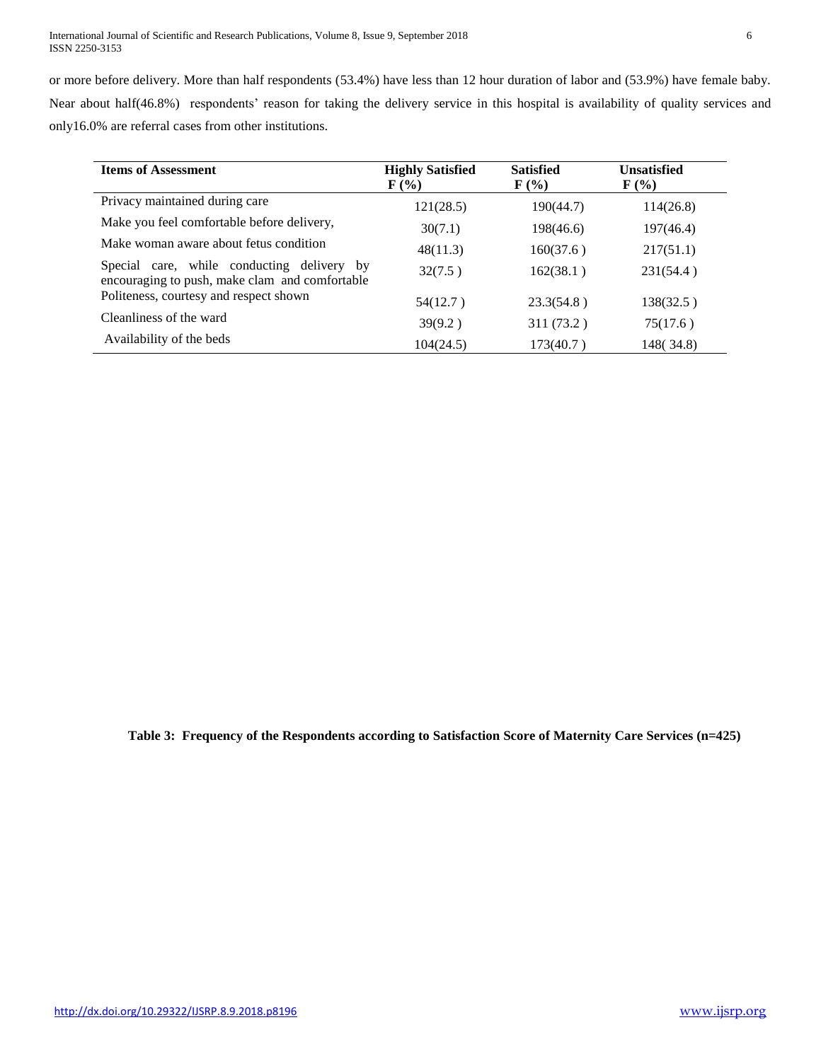or more before delivery. More than half respondents (53.4%) have less than 12 hour duration of labor and (53.9%) have female baby. Near about half(46.8%) respondents' reason for taking the delivery service in this hospital is availability of quality services and only16.0% are referral cases from other institutions.

| Items of Assessment | Highly Satisfied F (%) | Satisfied F (%) | Unsatisfied F (%) |
|---|---|---|---|
| Privacy maintained during care | 121(28.5) | 190(44.7) | 114(26.8) |
| Make you feel comfortable before delivery, | 30(7.1) | 198(46.6) | 197(46.4) |
| Make woman aware about fetus condition | 48(11.3) | 160(37.6 ) | 217(51.1) |
| Special care, while conducting delivery by encouraging to push, make clam and comfortable | 32(7.5 ) | 162(38.1 ) | 231(54.4 ) |
| Politeness, courtesy and respect shown | 54(12.7 ) | 23.3(54.8 ) | 138(32.5 ) |
| Cleanliness of the ward | 39(9.2 ) | 311 (73.2 ) | 75(17.6 ) |
| Availability of the beds | 104(24.5) | 173(40.7 ) | 148( 34.8) |

**Table 3: Frequency of the Respondents according to Satisfaction Score of Maternity Care Services (n=425)**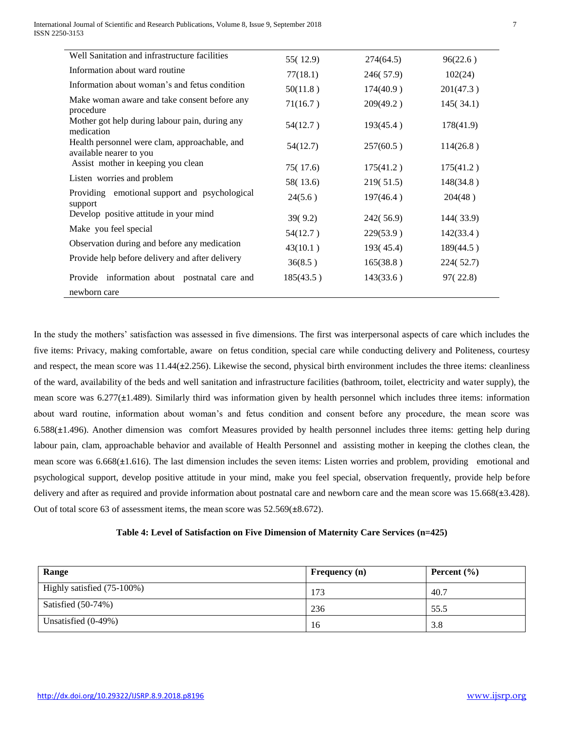| | | | |
|---|---|---|---|
| Well Sanitation and infrastructure facilities | 55( 12.9) | 274(64.5) | 96(22.6 ) |
| Information about ward routine | 77(18.1) | 246( 57.9) | 102(24) |
| Information about woman's and fetus condition | 50(11.8 ) | 174(40.9 ) | 201(47.3 ) |
| Make woman aware and take consent before any procedure | 71(16.7 ) | 209(49.2 ) | 145( 34.1) |
| Mother got help during labour pain, during any medication | 54(12.7 ) | 193(45.4 ) | 178(41.9) |
| Health personnel were clam, approachable, and available nearer to you | 54(12.7) | 257(60.5 ) | 114(26.8 ) |
| Assist mother in keeping you clean | 75( 17.6) | 175(41.2 ) | 175(41.2 ) |
| Listen worries and problem | 58( 13.6) | 219( 51.5) | 148(34.8 ) |
| Providing emotional support and psychological support | 24(5.6 ) | 197(46.4 ) | 204(48 ) |
| Develop positive attitude in your mind | 39( 9.2) | 242( 56.9) | 144( 33.9) |
| Make you feel special | 54(12.7 ) | 229(53.9 ) | 142(33.4 ) |
| Observation during and before any medication | 43(10.1 ) | 193( 45.4) | 189(44.5 ) |
| Provide help before delivery and after delivery | 36(8.5 ) | 165(38.8 ) | 224( 52.7) |
| Provide information about postnatal care and newborn care | 185(43.5 ) | 143(33.6 ) | 97( 22.8) |

In the study the mothers' satisfaction was assessed in five dimensions. The first was interpersonal aspects of care which includes the five items: Privacy, making comfortable, aware on fetus condition, special care while conducting delivery and Politeness, courtesy and respect, the mean score was 11.44(±2.256). Likewise the second, physical birth environment includes the three items: cleanliness of the ward, availability of the beds and well sanitation and infrastructure facilities (bathroom, toilet, electricity and water supply), the mean score was 6.277(±1.489). Similarly third was information given by health personnel which includes three items: information about ward routine, information about woman's and fetus condition and consent before any procedure, the mean score was 6.588(±1.496). Another dimension was comfort Measures provided by health personnel includes three items: getting help during labour pain, clam, approachable behavior and available of Health Personnel and assisting mother in keeping the clothes clean, the mean score was 6.668(±1.616). The last dimension includes the seven items: Listen worries and problem, providing emotional and psychological support, develop positive attitude in your mind, make you feel special, observation frequently, provide help before delivery and after as required and provide information about postnatal care and newborn care and the mean score was 15.668(±3.428). Out of total score 63 of assessment items, the mean score was 52.569(±8.672).

**Table 4: Level of Satisfaction on Five Dimension of Maternity Care Services (n=425)**

| Range | Frequency (n) | Percent (%) |
|---|---|---|
| Highly satisfied (75-100%) | 173 | 40.7 |
| Satisfied (50-74%) | 236 | 55.5 |
| Unsatisfied (0-49%) | 16 | 3.8 |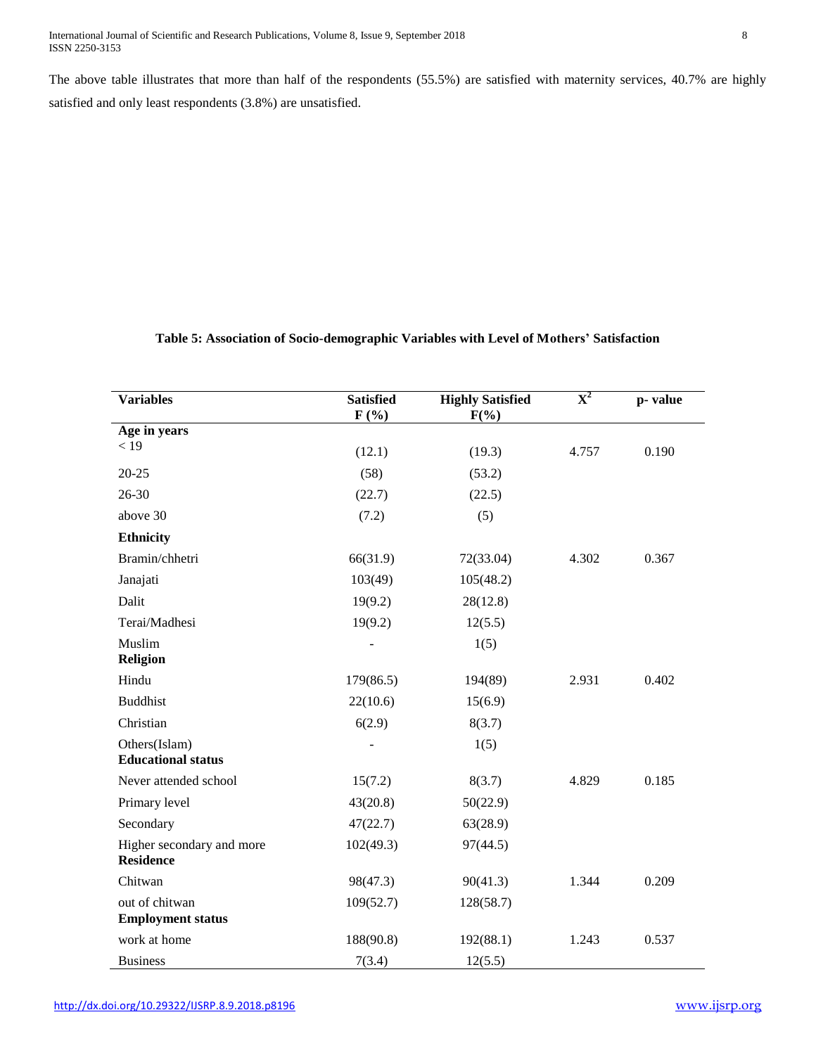The above table illustrates that more than half of the respondents (55.5%) are satisfied with maternity services, 40.7% are highly satisfied and only least respondents (3.8%) are unsatisfied.

**Table 5: Association of Socio-demographic Variables with Level of Mothers' Satisfaction**

| Variables | Satisfied F (%) | Highly Satisfied F(%) | $X^2$ | p- value |
|---|---|---|---|---|
| **Age in years** | | | | |
| < 19 | (12.1) | (19.3) | 4.757 | 0.190 |
| 20-25 | (58) | (53.2) | | |
| 26-30 | (22.7) | (22.5) | | |
| above 30 | (7.2) | (5) | | |
| **Ethnicity** | | | | |
| Bramin/chhetri | 66(31.9) | 72(33.04) | 4.302 | 0.367 |
| Janajati | 103(49) | 105(48.2) | | |
| Dalit | 19(9.2) | 28(12.8) | | |
| Terai/Madhesi | 19(9.2) | 12(5.5) | | |
| Muslim | - | 1(5) | | |
| **Religion** | | | | |
| Hindu | 179(86.5) | 194(89) | 2.931 | 0.402 |
| Buddhist | 22(10.6) | 15(6.9) | | |
| Christian | 6(2.9) | 8(3.7) | | |
| Others(Islam) | - | 1(5) | | |
| **Educational status** | | | | |
| Never attended school | 15(7.2) | 8(3.7) | 4.829 | 0.185 |
| Primary level | 43(20.8) | 50(22.9) | | |
| Secondary | 47(22.7) | 63(28.9) | | |
| Higher secondary and more | 102(49.3) | 97(44.5) | | |
| **Residence** | | | | |
| Chitwan | 98(47.3) | 90(41.3) | 1.344 | 0.209 |
| out of chitwan | 109(52.7) | 128(58.7) | | |
| **Employment status** | | | | |
| work at home | 188(90.8) | 192(88.1) | 1.243 | 0.537 |
| Business | 7(3.4) | 12(5.5) | | |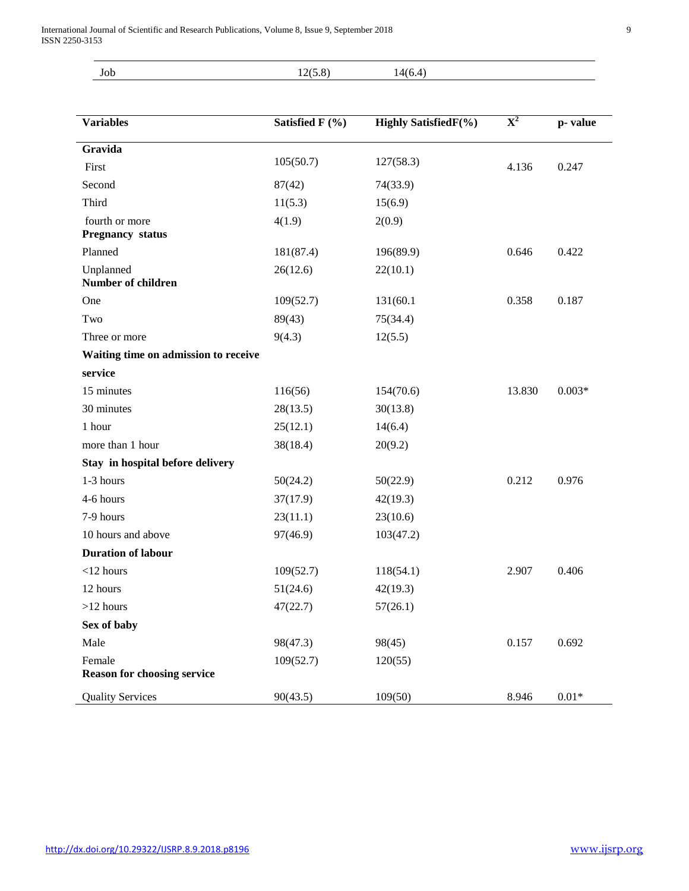| Job | 12(5.8) | 14(6.4) |
|---|---|---|

| Variables | Satisfied F (%) | Highly SatisfiedF(%) | $X^2$ | p- value |
|---|---|---|---|---|
| **Gravida** | | | | |
| First | 105(50.7) | 127(58.3) | 4.136 | 0.247 |
| Second | 87(42) | 74(33.9) | | |
| Third | 11(5.3) | 15(6.9) | | |
| fourth or more | 4(1.9) | 2(0.9) | | |
| **Pregnancy status** | | | | |
| Planned | 181(87.4) | 196(89.9) | 0.646 | 0.422 |
| Unplanned | 26(12.6) | 22(10.1) | | |
| **Number of children** | | | | |
| One | 109(52.7) | 131(60.1 | 0.358 | 0.187 |
| Two | 89(43) | 75(34.4) | | |
| Three or more | 9(4.3) | 12(5.5) | | |
| **Waiting time on admission to receive service** | | | | |
| 15 minutes | 116(56) | 154(70.6) | 13.830 | 0.003* |
| 30 minutes | 28(13.5) | 30(13.8) | | |
| 1 hour | 25(12.1) | 14(6.4) | | |
| more than 1 hour | 38(18.4) | 20(9.2) | | |
| **Stay in hospital before delivery** | | | | |
| 1-3 hours | 50(24.2) | 50(22.9) | 0.212 | 0.976 |
| 4-6 hours | 37(17.9) | 42(19.3) | | |
| 7-9 hours | 23(11.1) | 23(10.6) | | |
| 10 hours and above | 97(46.9) | 103(47.2) | | |
| **Duration of labour** | | | | |
| <12 hours | 109(52.7) | 118(54.1) | 2.907 | 0.406 |
| 12 hours | 51(24.6) | 42(19.3) | | |
| >12 hours | 47(22.7) | 57(26.1) | | |
| **Sex of baby** | | | | |
| Male | 98(47.3) | 98(45) | 0.157 | 0.692 |
| Female | 109(52.7) | 120(55) | | |
| **Reason for choosing service** | | | | |
| Quality Services | 90(43.5) | 109(50) | 8.946 | 0.01* |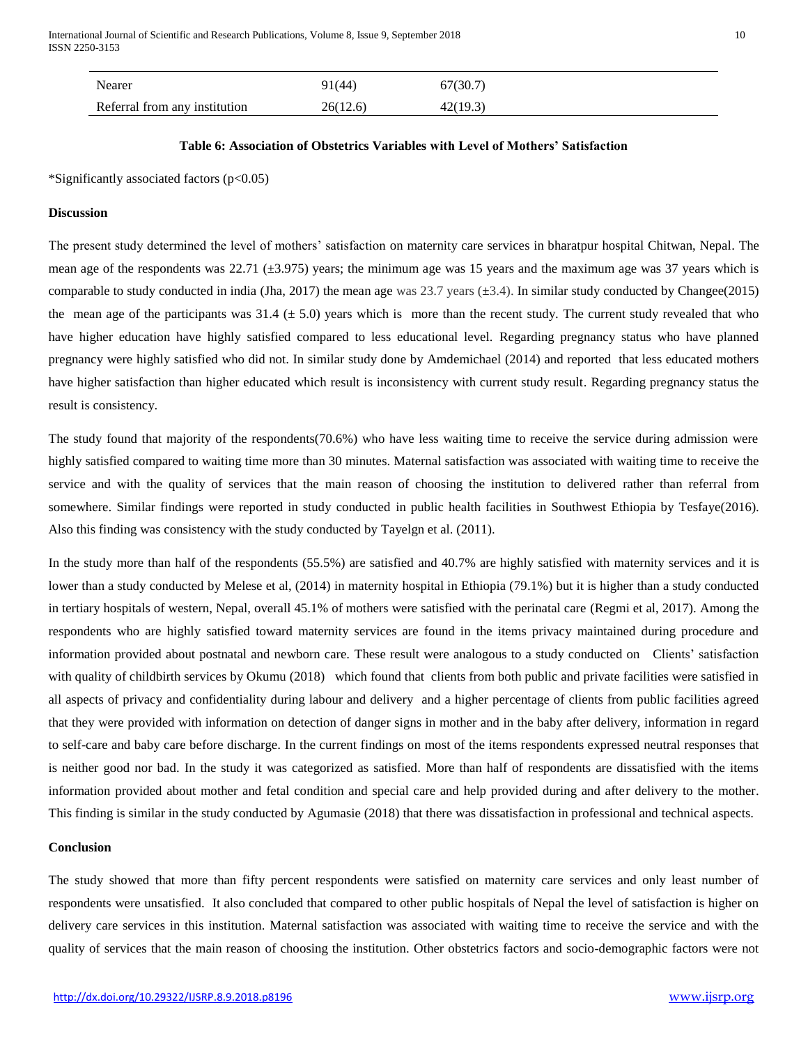| | | |
|---|---|---|
| Nearer | 91(44) | 67(30.7) |
| Referral from any institution | 26(12.6) | 42(19.3) |

**Table 6: Association of Obstetrics Variables with Level of Mothers' Satisfaction**

*Significantly associated factors ($p<0.05$)

**Discussion**

The present study determined the level of mothers' satisfaction on maternity care services in bharatpur hospital Chitwan, Nepal. The mean age of the respondents was 22.71 (±3.975) years; the minimum age was 15 years and the maximum age was 37 years which is comparable to study conducted in india (Jha, 2017) the mean age was 23.7 years (±3.4). In similar study conducted by Changee(2015) the mean age of the participants was 31.4 (± 5.0) years which is more than the recent study. The current study revealed that who have higher education have highly satisfied compared to less educational level. Regarding pregnancy status who have planned pregnancy were highly satisfied who did not. In similar study done by Amdemichael (2014) and reported that less educated mothers have higher satisfaction than higher educated which result is inconsistency with current study result. Regarding pregnancy status the result is consistency.

The study found that majority of the respondents(70.6%) who have less waiting time to receive the service during admission were highly satisfied compared to waiting time more than 30 minutes. Maternal satisfaction was associated with waiting time to receive the service and with the quality of services that the main reason of choosing the institution to delivered rather than referral from somewhere. Similar findings were reported in study conducted in public health facilities in Southwest Ethiopia by Tesfaye(2016). Also this finding was consistency with the study conducted by Tayelgn et al. (2011).

In the study more than half of the respondents (55.5%) are satisfied and 40.7% are highly satisfied with maternity services and it is lower than a study conducted by Melese et al, (2014) in maternity hospital in Ethiopia (79.1%) but it is higher than a study conducted in tertiary hospitals of western, Nepal, overall 45.1% of mothers were satisfied with the perinatal care (Regmi et al, 2017). Among the respondents who are highly satisfied toward maternity services are found in the items privacy maintained during procedure and information provided about postnatal and newborn care. These result were analogous to a study conducted on Clients' satisfaction with quality of childbirth services by Okumu (2018) which found that clients from both public and private facilities were satisfied in all aspects of privacy and confidentiality during labour and delivery and a higher percentage of clients from public facilities agreed that they were provided with information on detection of danger signs in mother and in the baby after delivery, information in regard to self-care and baby care before discharge. In the current findings on most of the items respondents expressed neutral responses that is neither good nor bad. In the study it was categorized as satisfied. More than half of respondents are dissatisfied with the items information provided about mother and fetal condition and special care and help provided during and after delivery to the mother. This finding is similar in the study conducted by Agumasie (2018) that there was dissatisfaction in professional and technical aspects.

**Conclusion**

The study showed that more than fifty percent respondents were satisfied on maternity care services and only least number of respondents were unsatisfied. It also concluded that compared to other public hospitals of Nepal the level of satisfaction is higher on delivery care services in this institution. Maternal satisfaction was associated with waiting time to receive the service and with the quality of services that the main reason of choosing the institution. Other obstetrics factors and socio-demographic factors were not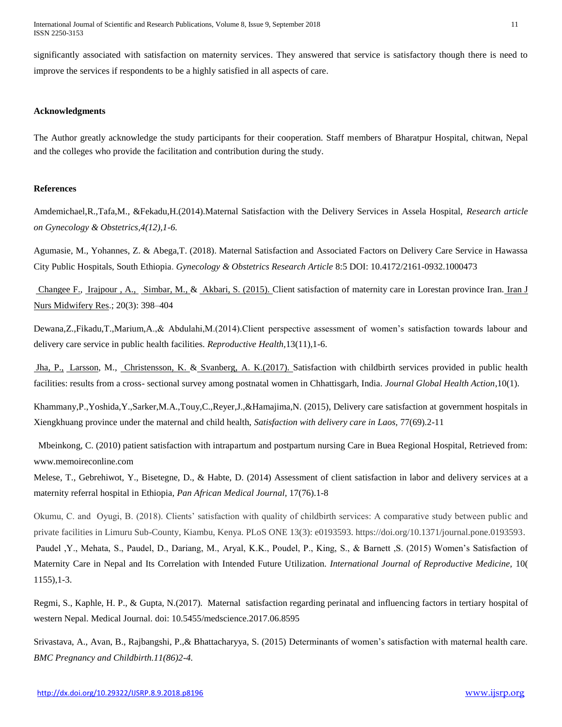significantly associated with satisfaction on maternity services. They answered that service is satisfactory though there is need to improve the services if respondents to be a highly satisfied in all aspects of care.

### Acknowledgments

The Author greatly acknowledge the study participants for their cooperation. Staff members of Bharatpur Hospital, chitwan, Nepal and the colleges who provide the facilitation and contribution during the study.

### References

Amdemichael,R.,Tafa,M., &Fekadu,H.(2014).Maternal Satisfaction with the Delivery Services in Assela Hospital, *Research article on Gynecology & Obstetrics,4(12),1-6.*

Agumasie, M., Yohannes, Z. & Abega,T. (2018). Maternal Satisfaction and Associated Factors on Delivery Care Service in Hawassa City Public Hospitals, South Ethiopia. *Gynecology & Obstetrics Research Article* 8:5 DOI: 10.4172/2161-0932.1000473

Changee F., Irajpour , A., Simbar, M., & Akbari, S. (2015). Client satisfaction of maternity care in Lorestan province Iran. Iran J Nurs Midwifery Res.; 20(3): 398–404

Dewana,Z.,Fikadu,T.,Marium,A.,& Abdulahi,M.(2014).Client perspective assessment of women's satisfaction towards labour and delivery care service in public health facilities. *Reproductive Health,*13(11),1-6.

Jha, P., Larsson, M., Christensson, K. & Svanberg, A. K.(2017). Satisfaction with childbirth services provided in public health facilities: results from a cross- sectional survey among postnatal women in Chhattisgarh, India. *Journal Global Health Action*,10(1).

Khammany,P.,Yoshida,Y.,Sarker,M.A.,Touy,C.,Reyer,J.,&Hamajima,N. (2015), Delivery care satisfaction at government hospitals in Xiengkhuang province under the maternal and child health, *Satisfaction with delivery care in Laos,* 77(69).2-11

Mbeinkong, C. (2010) patient satisfaction with intrapartum and postpartum nursing Care in Buea Regional Hospital, Retrieved from: www.memoireconline.com

Melese, T., Gebrehiwot, Y., Bisetegne, D., & Habte, D. (2014) Assessment of client satisfaction in labor and delivery services at a maternity referral hospital in Ethiopia, *Pan African Medical Journal,* 17(76).1-8

Okumu, C. and Oyugi, B. (2018). Clients' satisfaction with quality of childbirth services: A comparative study between public and private facilities in Limuru Sub-County, Kiambu, Kenya. PLoS ONE 13(3): e0193593. https://doi.org/10.1371/journal.pone.0193593.

Paudel ,Y., Mehata, S., Paudel, D., Dariang, M., Aryal, K.K., Poudel, P., King, S., & Barnett ,S. (2015) Women's Satisfaction of Maternity Care in Nepal and Its Correlation with Intended Future Utilization. *International Journal of Reproductive Medicine,* 10( 1155),1-3.

Regmi, S., Kaphle, H. P., & Gupta, N.(2017). Maternal satisfaction regarding perinatal and influencing factors in tertiary hospital of western Nepal. Medical Journal. doi: 10.5455/medscience.2017.06.8595

Srivastava, A., Avan, B., Rajbangshi, P.,& Bhattacharyya, S. (2015) Determinants of women's satisfaction with maternal health care. *BMC Pregnancy and Childbirth.11(86)2-4.*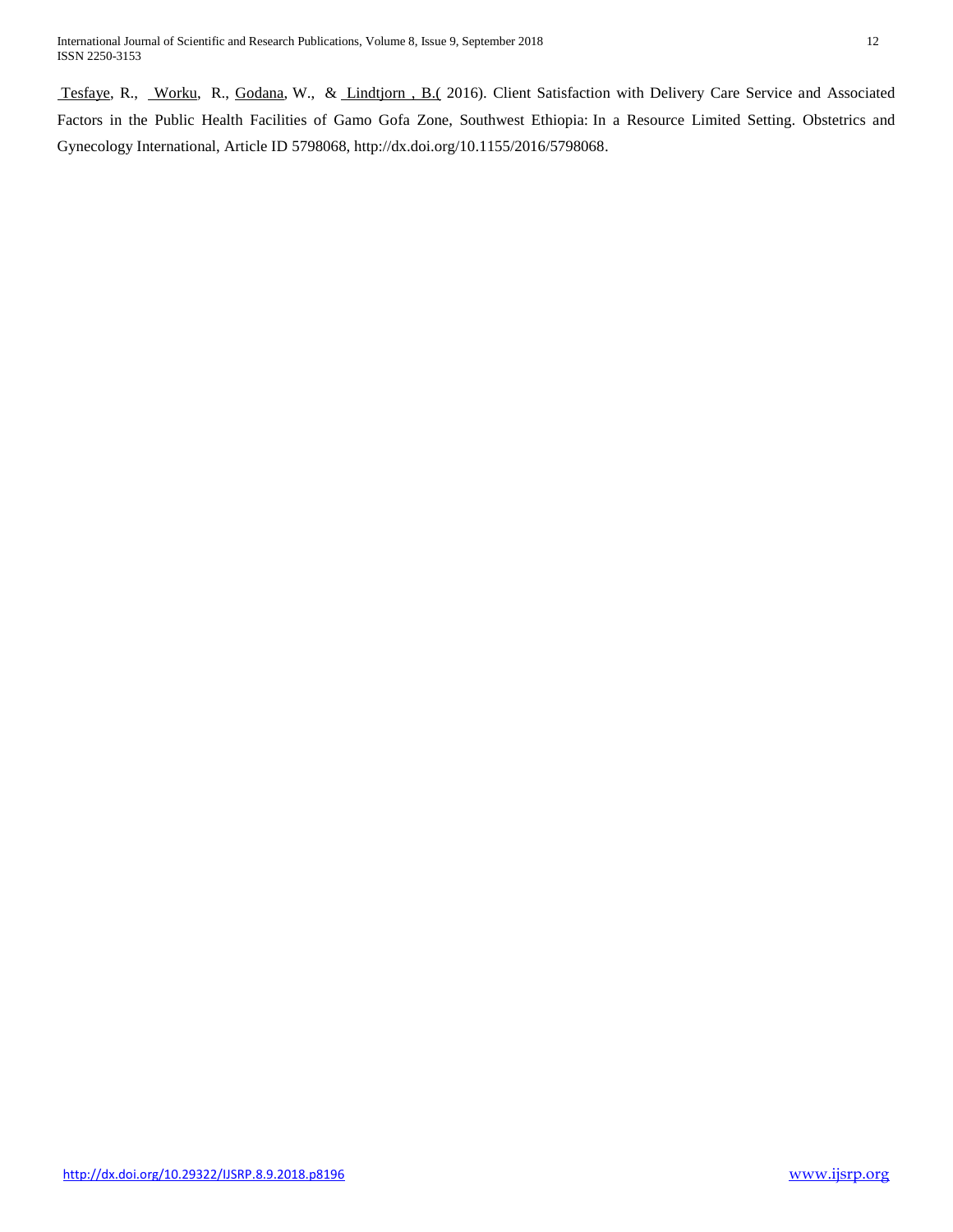Tesfaye, R., Worku, R., Godana, W., & Lindtjorn , B.( 2016). Client Satisfaction with Delivery Care Service and Associated Factors in the Public Health Facilities of Gamo Gofa Zone, Southwest Ethiopia: In a Resource Limited Setting. Obstetrics and Gynecology International, Article ID 5798068, http://dx.doi.org/10.1155/2016/5798068.